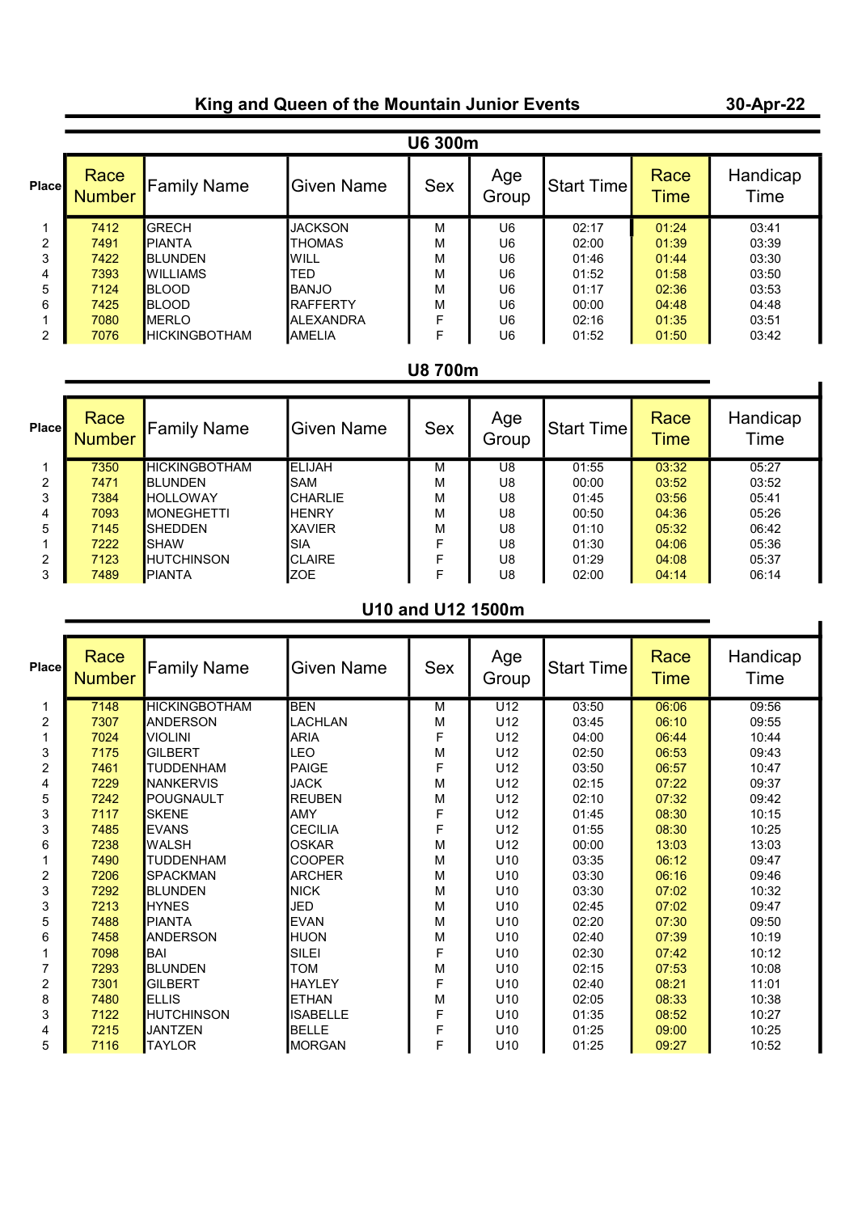# King and Queen of the Mountain Junior Events

**30-Apr-22**

## U6 300m

| Place | Race Number | Family Name | Given Name | Sex | Age Group | Start Time | Race Time | Handicap Time |
|---|---|---|---|---|---|---|---|---|
| 1 | 7412 | GRECH | JACKSON | M | U6 | 02:17 | 01:24 | 03:41 |
| 2 | 7491 | PIANTA | THOMAS | M | U6 | 02:00 | 01:39 | 03:39 |
| 3 | 7422 | BLUNDEN | WILL | M | U6 | 01:46 | 01:44 | 03:30 |
| 4 | 7393 | WILLIAMS | TED | M | U6 | 01:52 | 01:58 | 03:50 |
| 5 | 7124 | BLOOD | BANJO | M | U6 | 01:17 | 02:36 | 03:53 |
| 6 | 7425 | BLOOD | RAFFERTY | M | U6 | 00:00 | 04:48 | 04:48 |
| 1 | 7080 | MERLO | ALEXANDRA | F | U6 | 02:16 | 01:35 | 03:51 |
| 2 | 7076 | HICKINGBOTHAM | AMELIA | F | U6 | 01:52 | 01:50 | 03:42 |

## U8 700m

| Place | Race Number | Family Name | Given Name | Sex | Age Group | Start Time | Race Time | Handicap Time |
|---|---|---|---|---|---|---|---|---|
| 1 | 7350 | HICKINGBOTHAM | ELIJAH | M | U8 | 01:55 | 03:32 | 05:27 |
| 2 | 7471 | BLUNDEN | SAM | M | U8 | 00:00 | 03:52 | 03:52 |
| 3 | 7384 | HOLLOWAY | CHARLIE | M | U8 | 01:45 | 03:56 | 05:41 |
| 4 | 7093 | MONEGHETTI | HENRY | M | U8 | 00:50 | 04:36 | 05:26 |
| 5 | 7145 | SHEDDEN | XAVIER | M | U8 | 01:10 | 05:32 | 06:42 |
| 1 | 7222 | SHAW | SIA | F | U8 | 01:30 | 04:06 | 05:36 |
| 2 | 7123 | HUTCHINSON | CLAIRE | F | U8 | 01:29 | 04:08 | 05:37 |
| 3 | 7489 | PIANTA | ZOE | F | U8 | 02:00 | 04:14 | 06:14 |

## U10 and U12 1500m

| Place | Race Number | Family Name | Given Name | Sex | Age Group | Start Time | Race Time | Handicap Time |
|---|---|---|---|---|---|---|---|---|
| 1 | 7148 | HICKINGBOTHAM | BEN | M | U12 | 03:50 | 06:06 | 09:56 |
| 2 | 7307 | ANDERSON | LACHLAN | M | U12 | 03:45 | 06:10 | 09:55 |
| 1 | 7024 | VIOLINI | ARIA | F | U12 | 04:00 | 06:44 | 10:44 |
| 3 | 7175 | GILBERT | LEO | M | U12 | 02:50 | 06:53 | 09:43 |
| 2 | 7461 | TUDDENHAM | PAIGE | F | U12 | 03:50 | 06:57 | 10:47 |
| 4 | 7229 | NANKERVIS | JACK | M | U12 | 02:15 | 07:22 | 09:37 |
| 5 | 7242 | POUGNAULT | REUBEN | M | U12 | 02:10 | 07:32 | 09:42 |
| 3 | 7117 | SKENE | AMY | F | U12 | 01:45 | 08:30 | 10:15 |
| 3 | 7485 | EVANS | CECILIA | F | U12 | 01:55 | 08:30 | 10:25 |
| 6 | 7238 | WALSH | OSKAR | M | U12 | 00:00 | 13:03 | 13:03 |
| 1 | 7490 | TUDDENHAM | COOPER | M | U10 | 03:35 | 06:12 | 09:47 |
| 2 | 7206 | SPACKMAN | ARCHER | M | U10 | 03:30 | 06:16 | 09:46 |
| 3 | 7292 | BLUNDEN | NICK | M | U10 | 03:30 | 07:02 | 10:32 |
| 3 | 7213 | HYNES | JED | M | U10 | 02:45 | 07:02 | 09:47 |
| 5 | 7488 | PIANTA | EVAN | M | U10 | 02:20 | 07:30 | 09:50 |
| 6 | 7458 | ANDERSON | HUON | M | U10 | 02:40 | 07:39 | 10:19 |
| 1 | 7098 | BAI | SILEI | F | U10 | 02:30 | 07:42 | 10:12 |
| 7 | 7293 | BLUNDEN | TOM | M | U10 | 02:15 | 07:53 | 10:08 |
| 2 | 7301 | GILBERT | HAYLEY | F | U10 | 02:40 | 08:21 | 11:01 |
| 8 | 7480 | ELLIS | ETHAN | M | U10 | 02:05 | 08:33 | 10:38 |
| 3 | 7122 | HUTCHINSON | ISABELLE | F | U10 | 01:35 | 08:52 | 10:27 |
| 4 | 7215 | JANTZEN | BELLE | F | U10 | 01:25 | 09:00 | 10:25 |
| 5 | 7116 | TAYLOR | MORGAN | F | U10 | 01:25 | 09:27 | 10:52 |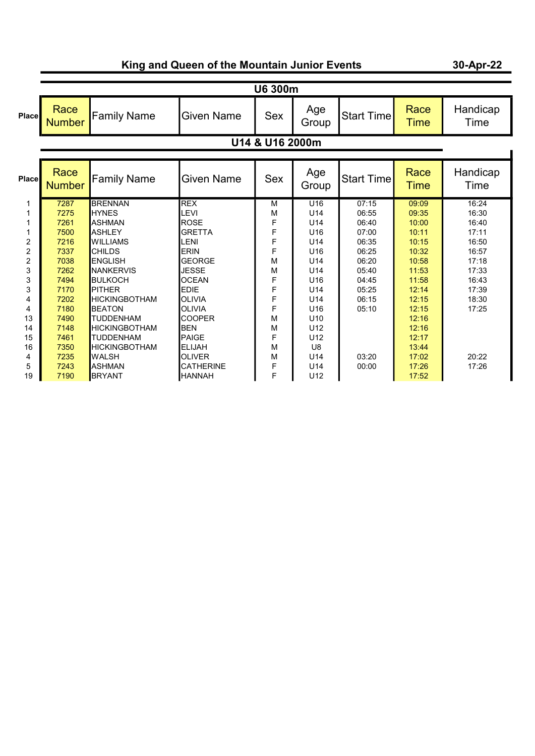## King and Queen of the Mountain Junior Events

**30-Apr-22**

### U6 300m

| Place | Race Number | Family Name | Given Name | Sex | Age Group | Start Time | Race Time | Handicap Time |
|---|---|---|---|---|---|---|---|---|

### U14 & U16 2000m

| Place | Race Number | Family Name | Given Name | Sex | Age Group | Start Time | Race Time | Handicap Time |
|---|---|---|---|---|---|---|---|---|
| 1 | 7287 | BRENNAN | REX | M | U16 | 07:15 | 09:09 | 16:24 |
| 1 | 7275 | HYNES | LEVI | M | U14 | 06:55 | 09:35 | 16:30 |
| 1 | 7261 | ASHMAN | ROSE | F | U14 | 06:40 | 10:00 | 16:40 |
| 1 | 7500 | ASHLEY | GRETTA | F | U16 | 07:00 | 10:11 | 17:11 |
| 2 | 7216 | WILLIAMS | LENI | F | U14 | 06:35 | 10:15 | 16:50 |
| 2 | 7337 | CHILDS | ERIN | F | U16 | 06:25 | 10:32 | 16:57 |
| 2 | 7038 | ENGLISH | GEORGE | M | U14 | 06:20 | 10:58 | 17:18 |
| 3 | 7262 | NANKERVIS | JESSE | M | U14 | 05:40 | 11:53 | 17:33 |
| 3 | 7494 | BULKOCH | OCEAN | F | U16 | 04:45 | 11:58 | 16:43 |
| 3 | 7170 | PITHER | EDIE | F | U14 | 05:25 | 12:14 | 17:39 |
| 4 | 7202 | HICKINGBOTHAM | OLIVIA | F | U14 | 06:15 | 12:15 | 18:30 |
| 4 | 7180 | BEATON | OLIVIA | F | U16 | 05:10 | 12:15 | 17:25 |
| 13 | 7490 | TUDDENHAM | COOPER | M | U10 | | 12:16 | |
| 14 | 7148 | HICKINGBOTHAM | BEN | M | U12 | | 12:16 | |
| 15 | 7461 | TUDDENHAM | PAIGE | F | U12 | | 12:17 | |
| 16 | 7350 | HICKINGBOTHAM | ELIJAH | M | U8 | | 13:44 | |
| 4 | 7235 | WALSH | OLIVER | M | U14 | 03:20 | 17:02 | 20:22 |
| 5 | 7243 | ASHMAN | CATHERINE | F | U14 | 00:00 | 17:26 | 17:26 |
| 19 | 7190 | BRYANT | HANNAH | F | U12 | | 17:52 | |